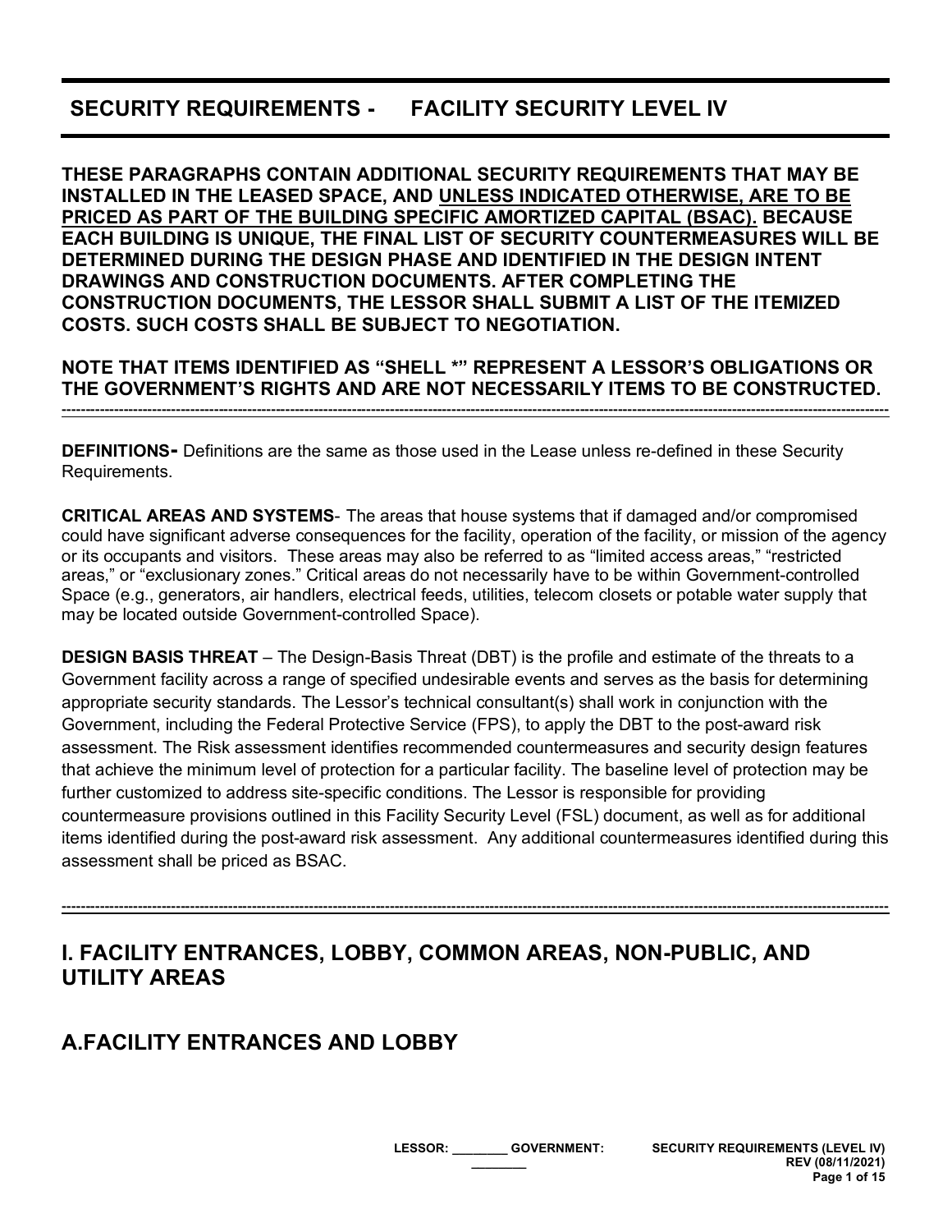# SECURITY REQUIREMENTS - FACILITY SECURITY LEVEL IV

**THESE PARAGRAPHS CONTAIN ADDITIONAL SECURITY REQUIREMENTS THAT MAY BE INSTALLED IN THE LEASED SPACE, AND <u>UNLESS INDICATED OTHERWISE, ARE TO BE PRICED AS PART OF THE BUILDING SPECIFIC AMORTIZED CAPITAL (BSAC).</u> BECAUSE EACH BUILDING IS UNIQUE, THE FINAL LIST OF SECURITY COUNTERMEASURES WILL BE DETERMINED DURING THE DESIGN PHASE AND IDENTIFIED IN THE DESIGN INTENT DRAWINGS AND CONSTRUCTION DOCUMENTS. AFTER COMPLETING THE CONSTRUCTION DOCUMENTS, THE LESSOR SHALL SUBMIT A LIST OF THE ITEMIZED COSTS. SUCH COSTS SHALL BE SUBJECT TO NEGOTIATION.**

**NOTE THAT ITEMS IDENTIFIED AS "SHELL *" REPRESENT A LESSOR'S OBLIGATIONS OR THE GOVERNMENT'S RIGHTS AND ARE NOT NECESSARILY ITEMS TO BE CONSTRUCTED.**

---

**DEFINITIONS-** Definitions are the same as those used in the Lease unless re-defined in these Security Requirements.

**CRITICAL AREAS AND SYSTEMS**- The areas that house systems that if damaged and/or compromised could have significant adverse consequences for the facility, operation of the facility, or mission of the agency or its occupants and visitors. These areas may also be referred to as "limited access areas," "restricted areas," or "exclusionary zones." Critical areas do not necessarily have to be within Government-controlled Space (e.g., generators, air handlers, electrical feeds, utilities, telecom closets or potable water supply that may be located outside Government-controlled Space).

**DESIGN BASIS THREAT** – The Design-Basis Threat (DBT) is the profile and estimate of the threats to a Government facility across a range of specified undesirable events and serves as the basis for determining appropriate security standards. The Lessor's technical consultant(s) shall work in conjunction with the Government, including the Federal Protective Service (FPS), to apply the DBT to the post-award risk assessment. The Risk assessment identifies recommended countermeasures and security design features that achieve the minimum level of protection for a particular facility. The baseline level of protection may be further customized to address site-specific conditions. The Lessor is responsible for providing countermeasure provisions outlined in this Facility Security Level (FSL) document, as well as for additional items identified during the post-award risk assessment. Any additional countermeasures identified during this assessment shall be priced as BSAC.

---

## I. FACILITY ENTRANCES, LOBBY, COMMON AREAS, NON-PUBLIC, AND UTILITY AREAS

### A. FACILITY ENTRANCES AND LOBBY

LESSOR: ________ GOVERNMENT: ________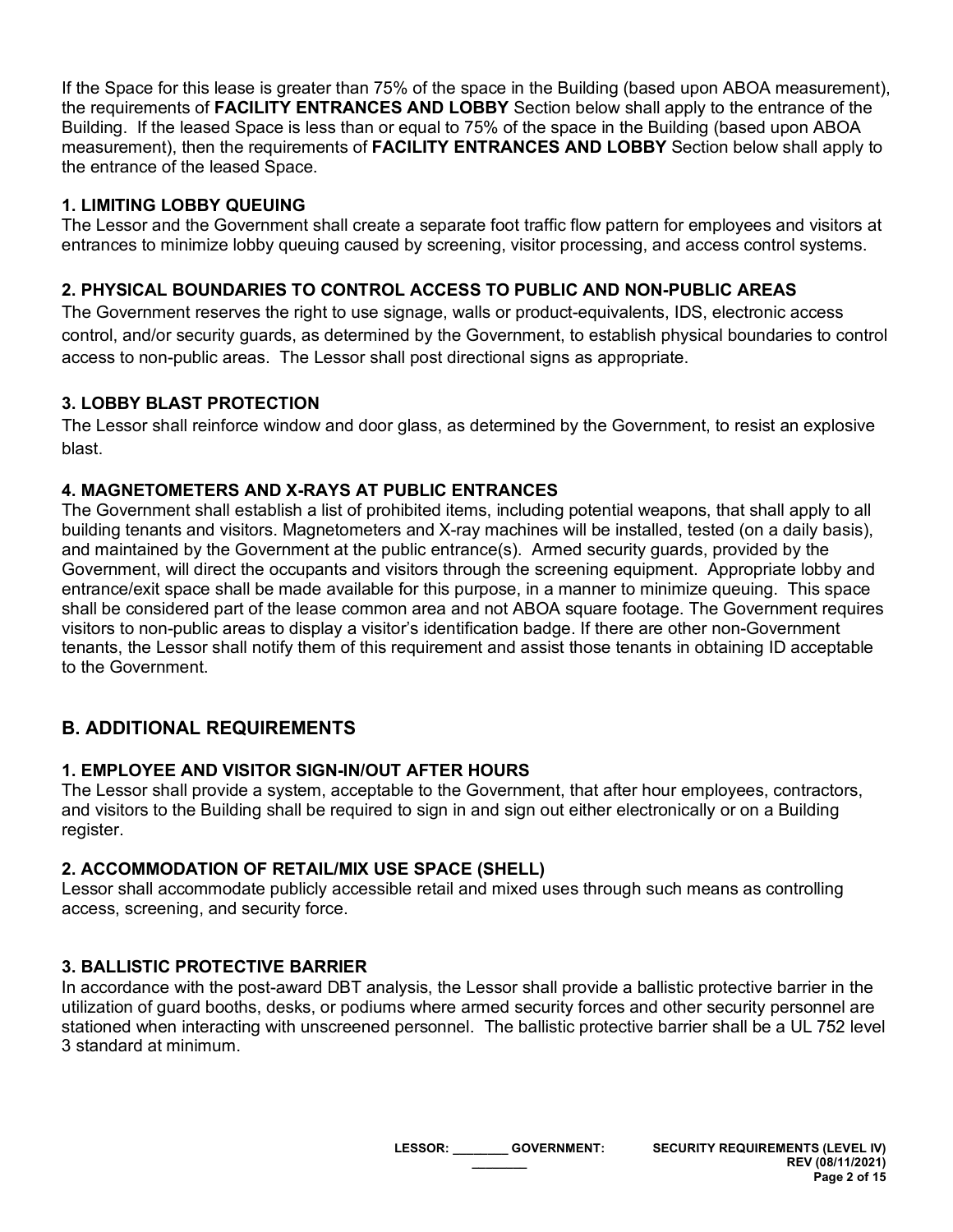If the Space for this lease is greater than 75% of the space in the Building (based upon ABOA measurement), the requirements of **FACILITY ENTRANCES AND LOBBY** Section below shall apply to the entrance of the Building. If the leased Space is less than or equal to 75% of the space in the Building (based upon ABOA measurement), then the requirements of **FACILITY ENTRANCES AND LOBBY** Section below shall apply to the entrance of the leased Space.

### 1. LIMITING LOBBY QUEUING

The Lessor and the Government shall create a separate foot traffic flow pattern for employees and visitors at entrances to minimize lobby queuing caused by screening, visitor processing, and access control systems.

### 2. PHYSICAL BOUNDARIES TO CONTROL ACCESS TO PUBLIC AND NON-PUBLIC AREAS

The Government reserves the right to use signage, walls or product-equivalents, IDS, electronic access control, and/or security guards, as determined by the Government, to establish physical boundaries to control access to non-public areas. The Lessor shall post directional signs as appropriate.

### 3. LOBBY BLAST PROTECTION

The Lessor shall reinforce window and door glass, as determined by the Government, to resist an explosive blast.

### 4. MAGNETOMETERS AND X-RAYS AT PUBLIC ENTRANCES

The Government shall establish a list of prohibited items, including potential weapons, that shall apply to all building tenants and visitors. Magnetometers and X-ray machines will be installed, tested (on a daily basis), and maintained by the Government at the public entrance(s). Armed security guards, provided by the Government, will direct the occupants and visitors through the screening equipment. Appropriate lobby and entrance/exit space shall be made available for this purpose, in a manner to minimize queuing. This space shall be considered part of the lease common area and not ABOA square footage. The Government requires visitors to non-public areas to display a visitor's identification badge. If there are other non-Government tenants, the Lessor shall notify them of this requirement and assist those tenants in obtaining ID acceptable to the Government.

## B. ADDITIONAL REQUIREMENTS

### 1. EMPLOYEE AND VISITOR SIGN-IN/OUT AFTER HOURS

The Lessor shall provide a system, acceptable to the Government, that after hour employees, contractors, and visitors to the Building shall be required to sign in and sign out either electronically or on a Building register.

### 2. ACCOMMODATION OF RETAIL/MIX USE SPACE (SHELL)

Lessor shall accommodate publicly accessible retail and mixed uses through such means as controlling access, screening, and security force.

### 3. BALLISTIC PROTECTIVE BARRIER

In accordance with the post-award DBT analysis, the Lessor shall provide a ballistic protective barrier in the utilization of guard booths, desks, or podiums where armed security forces and other security personnel are stationed when interacting with unscreened personnel. The ballistic protective barrier shall be a UL 752 level 3 standard at minimum.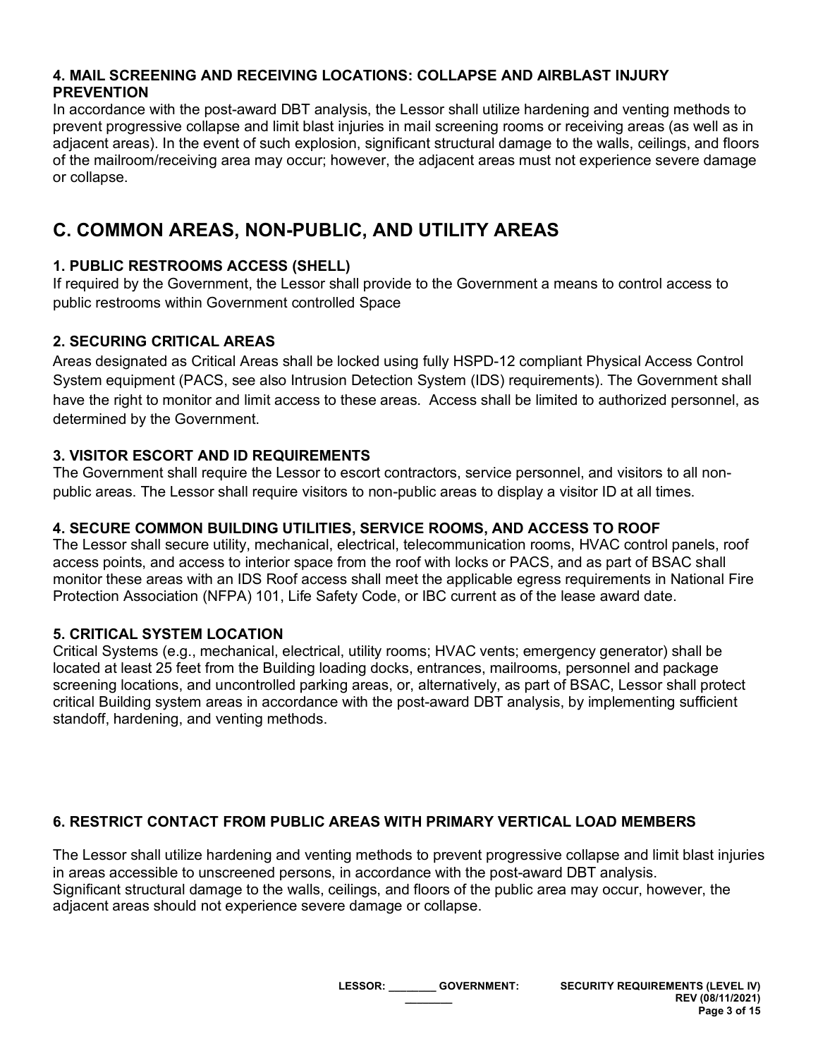### 4. MAIL SCREENING AND RECEIVING LOCATIONS: COLLAPSE AND AIRBLAST INJURY PREVENTION

In accordance with the post-award DBT analysis, the Lessor shall utilize hardening and venting methods to prevent progressive collapse and limit blast injuries in mail screening rooms or receiving areas (as well as in adjacent areas). In the event of such explosion, significant structural damage to the walls, ceilings, and floors of the mailroom/receiving area may occur; however, the adjacent areas must not experience severe damage or collapse.

## C. COMMON AREAS, NON-PUBLIC, AND UTILITY AREAS

### 1. PUBLIC RESTROOMS ACCESS (SHELL)

If required by the Government, the Lessor shall provide to the Government a means to control access to public restrooms within Government controlled Space

### 2. SECURING CRITICAL AREAS

Areas designated as Critical Areas shall be locked using fully HSPD-12 compliant Physical Access Control System equipment (PACS, see also Intrusion Detection System (IDS) requirements). The Government shall have the right to monitor and limit access to these areas. Access shall be limited to authorized personnel, as determined by the Government.

### 3. VISITOR ESCORT AND ID REQUIREMENTS

The Government shall require the Lessor to escort contractors, service personnel, and visitors to all non-public areas. The Lessor shall require visitors to non-public areas to display a visitor ID at all times.

### 4. SECURE COMMON BUILDING UTILITIES, SERVICE ROOMS, AND ACCESS TO ROOF

The Lessor shall secure utility, mechanical, electrical, telecommunication rooms, HVAC control panels, roof access points, and access to interior space from the roof with locks or PACS, and as part of BSAC shall monitor these areas with an IDS Roof access shall meet the applicable egress requirements in National Fire Protection Association (NFPA) 101, Life Safety Code, or IBC current as of the lease award date.

### 5. CRITICAL SYSTEM LOCATION

Critical Systems (e.g., mechanical, electrical, utility rooms; HVAC vents; emergency generator) shall be located at least 25 feet from the Building loading docks, entrances, mailrooms, personnel and package screening locations, and uncontrolled parking areas, or, alternatively, as part of BSAC, Lessor shall protect critical Building system areas in accordance with the post-award DBT analysis, by implementing sufficient standoff, hardening, and venting methods.

### 6. RESTRICT CONTACT FROM PUBLIC AREAS WITH PRIMARY VERTICAL LOAD MEMBERS

The Lessor shall utilize hardening and venting methods to prevent progressive collapse and limit blast injuries in areas accessible to unscreened persons, in accordance with the post-award DBT analysis. Significant structural damage to the walls, ceilings, and floors of the public area may occur, however, the adjacent areas should not experience severe damage or collapse.

LESSOR: ________ GOVERNMENT: ________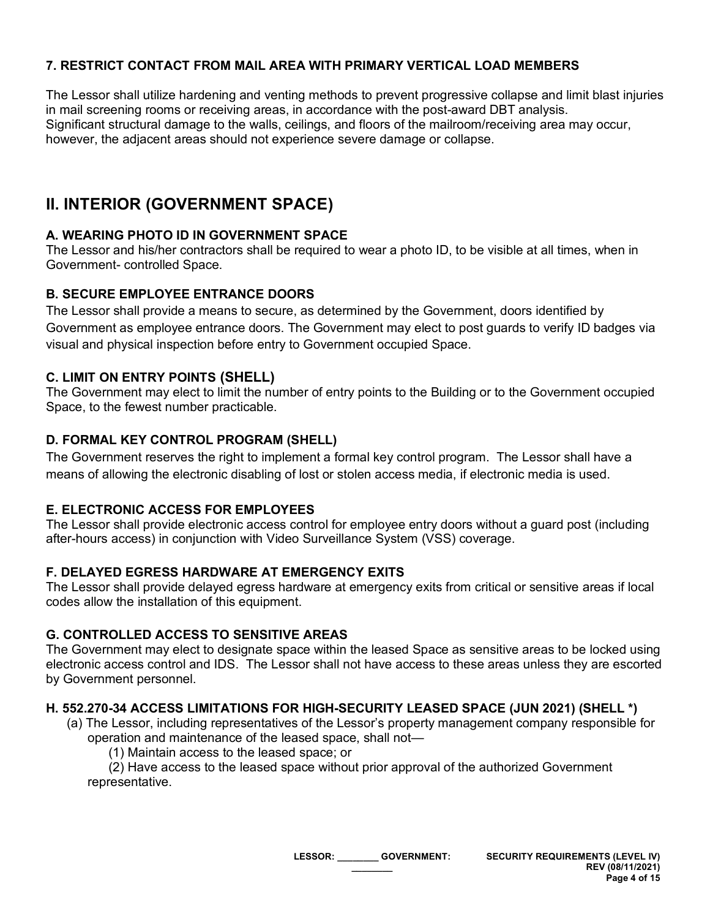### 7. RESTRICT CONTACT FROM MAIL AREA WITH PRIMARY VERTICAL LOAD MEMBERS

The Lessor shall utilize hardening and venting methods to prevent progressive collapse and limit blast injuries in mail screening rooms or receiving areas, in accordance with the post-award DBT analysis. Significant structural damage to the walls, ceilings, and floors of the mailroom/receiving area may occur, however, the adjacent areas should not experience severe damage or collapse.

## II. INTERIOR (GOVERNMENT SPACE)

### A. WEARING PHOTO ID IN GOVERNMENT SPACE

The Lessor and his/her contractors shall be required to wear a photo ID, to be visible at all times, when in Government- controlled Space.

### B. SECURE EMPLOYEE ENTRANCE DOORS

The Lessor shall provide a means to secure, as determined by the Government, doors identified by Government as employee entrance doors. The Government may elect to post guards to verify ID badges via visual and physical inspection before entry to Government occupied Space.

### C. LIMIT ON ENTRY POINTS (SHELL)

The Government may elect to limit the number of entry points to the Building or to the Government occupied Space, to the fewest number practicable.

### D. FORMAL KEY CONTROL PROGRAM (SHELL)

The Government reserves the right to implement a formal key control program. The Lessor shall have a means of allowing the electronic disabling of lost or stolen access media, if electronic media is used.

### E. ELECTRONIC ACCESS FOR EMPLOYEES

The Lessor shall provide electronic access control for employee entry doors without a guard post (including after-hours access) in conjunction with Video Surveillance System (VSS) coverage.

### F. DELAYED EGRESS HARDWARE AT EMERGENCY EXITS

The Lessor shall provide delayed egress hardware at emergency exits from critical or sensitive areas if local codes allow the installation of this equipment.

### G. CONTROLLED ACCESS TO SENSITIVE AREAS

The Government may elect to designate space within the leased Space as sensitive areas to be locked using electronic access control and IDS. The Lessor shall not have access to these areas unless they are escorted by Government personnel.

### H. 552.270-34 ACCESS LIMITATIONS FOR HIGH-SECURITY LEASED SPACE (JUN 2021) (SHELL *)

(a) The Lessor, including representatives of the Lessor's property management company responsible for operation and maintenance of the leased space, shall not—

(1) Maintain access to the leased space; or

(2) Have access to the leased space without prior approval of the authorized Government representative.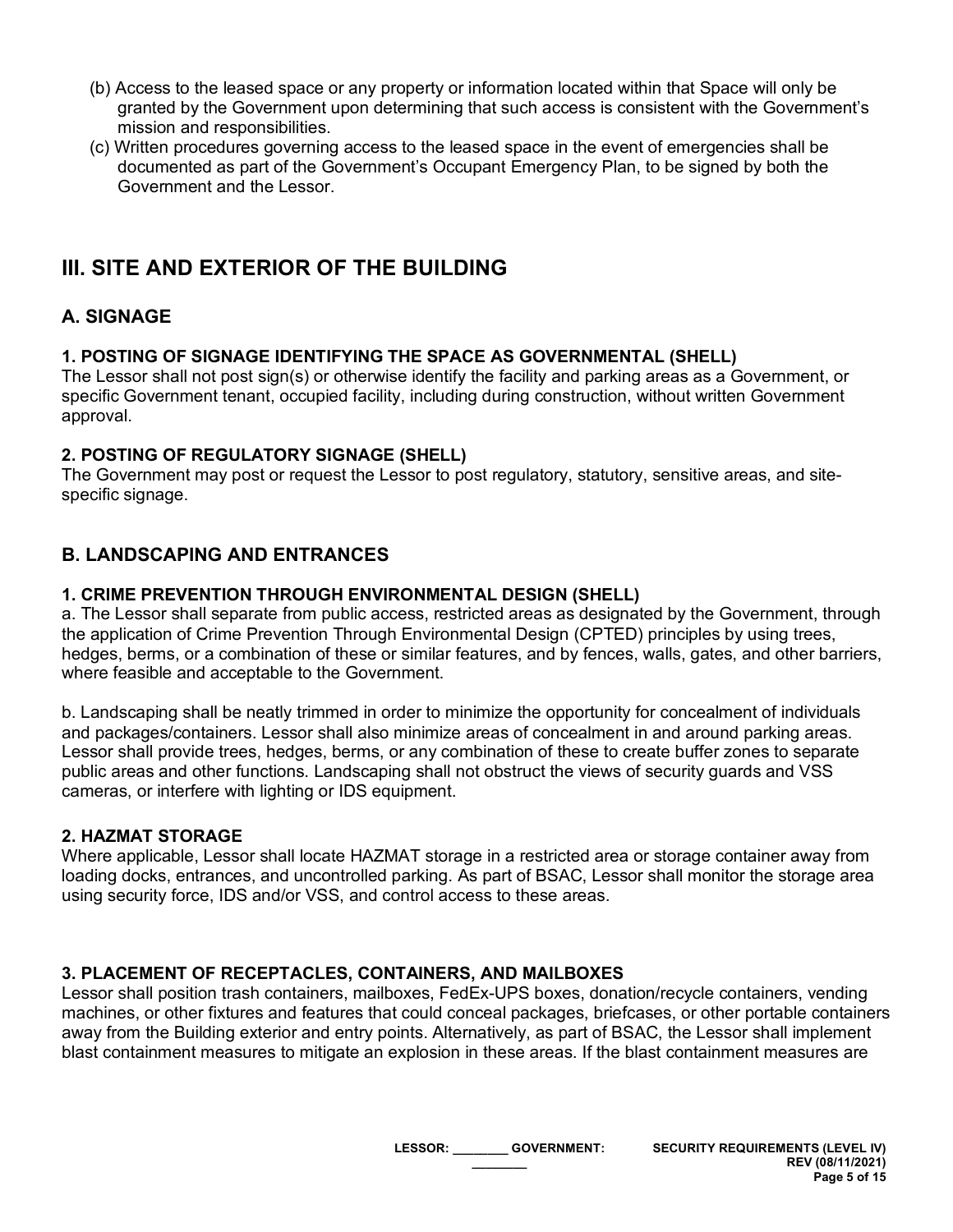(b) Access to the leased space or any property or information located within that Space will only be granted by the Government upon determining that such access is consistent with the Government's mission and responsibilities.

(c) Written procedures governing access to the leased space in the event of emergencies shall be documented as part of the Government's Occupant Emergency Plan, to be signed by both the Government and the Lessor.

# III. SITE AND EXTERIOR OF THE BUILDING

## A. SIGNAGE

### 1. POSTING OF SIGNAGE IDENTIFYING THE SPACE AS GOVERNMENTAL (SHELL)

The Lessor shall not post sign(s) or otherwise identify the facility and parking areas as a Government, or specific Government tenant, occupied facility, including during construction, without written Government approval.

### 2. POSTING OF REGULATORY SIGNAGE (SHELL)

The Government may post or request the Lessor to post regulatory, statutory, sensitive areas, and site-specific signage.

## B. LANDSCAPING AND ENTRANCES

### 1. CRIME PREVENTION THROUGH ENVIRONMENTAL DESIGN (SHELL)

a. The Lessor shall separate from public access, restricted areas as designated by the Government, through the application of Crime Prevention Through Environmental Design (CPTED) principles by using trees, hedges, berms, or a combination of these or similar features, and by fences, walls, gates, and other barriers, where feasible and acceptable to the Government.

b. Landscaping shall be neatly trimmed in order to minimize the opportunity for concealment of individuals and packages/containers. Lessor shall also minimize areas of concealment in and around parking areas. Lessor shall provide trees, hedges, berms, or any combination of these to create buffer zones to separate public areas and other functions. Landscaping shall not obstruct the views of security guards and VSS cameras, or interfere with lighting or IDS equipment.

### 2. HAZMAT STORAGE

Where applicable, Lessor shall locate HAZMAT storage in a restricted area or storage container away from loading docks, entrances, and uncontrolled parking. As part of BSAC, Lessor shall monitor the storage area using security force, IDS and/or VSS, and control access to these areas.

### 3. PLACEMENT OF RECEPTACLES, CONTAINERS, AND MAILBOXES

Lessor shall position trash containers, mailboxes, FedEx-UPS boxes, donation/recycle containers, vending machines, or other fixtures and features that could conceal packages, briefcases, or other portable containers away from the Building exterior and entry points. Alternatively, as part of BSAC, the Lessor shall implement blast containment measures to mitigate an explosion in these areas. If the blast containment measures are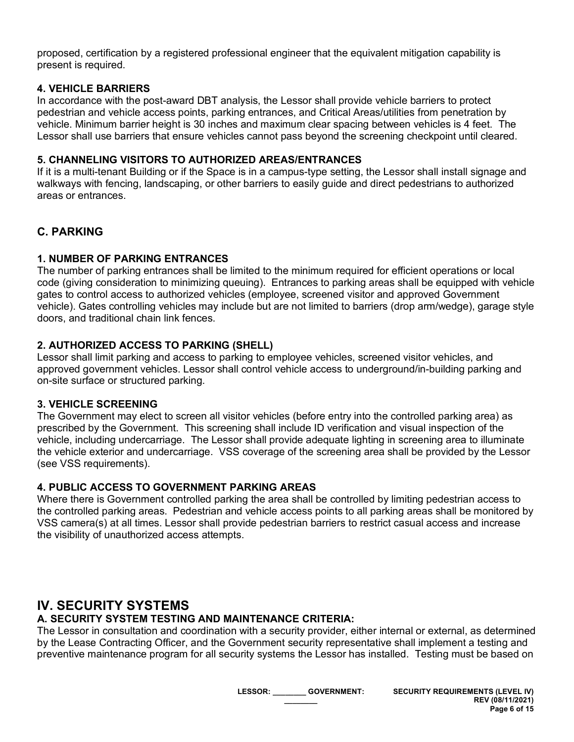proposed, certification by a registered professional engineer that the equivalent mitigation capability is present is required.

### 4. VEHICLE BARRIERS

In accordance with the post-award DBT analysis, the Lessor shall provide vehicle barriers to protect pedestrian and vehicle access points, parking entrances, and Critical Areas/utilities from penetration by vehicle. Minimum barrier height is 30 inches and maximum clear spacing between vehicles is 4 feet. The Lessor shall use barriers that ensure vehicles cannot pass beyond the screening checkpoint until cleared.

### 5. CHANNELING VISITORS TO AUTHORIZED AREAS/ENTRANCES

If it is a multi-tenant Building or if the Space is in a campus-type setting, the Lessor shall install signage and walkways with fencing, landscaping, or other barriers to easily guide and direct pedestrians to authorized areas or entrances.

## C. PARKING

### 1. NUMBER OF PARKING ENTRANCES

The number of parking entrances shall be limited to the minimum required for efficient operations or local code (giving consideration to minimizing queuing). Entrances to parking areas shall be equipped with vehicle gates to control access to authorized vehicles (employee, screened visitor and approved Government vehicle). Gates controlling vehicles may include but are not limited to barriers (drop arm/wedge), garage style doors, and traditional chain link fences.

### 2. AUTHORIZED ACCESS TO PARKING (SHELL)

Lessor shall limit parking and access to parking to employee vehicles, screened visitor vehicles, and approved government vehicles. Lessor shall control vehicle access to underground/in-building parking and on-site surface or structured parking.

### 3. VEHICLE SCREENING

The Government may elect to screen all visitor vehicles (before entry into the controlled parking area) as prescribed by the Government. This screening shall include ID verification and visual inspection of the vehicle, including undercarriage. The Lessor shall provide adequate lighting in screening area to illuminate the vehicle exterior and undercarriage. VSS coverage of the screening area shall be provided by the Lessor (see VSS requirements).

### 4. PUBLIC ACCESS TO GOVERNMENT PARKING AREAS

Where there is Government controlled parking the area shall be controlled by limiting pedestrian access to the controlled parking areas. Pedestrian and vehicle access points to all parking areas shall be monitored by VSS camera(s) at all times. Lessor shall provide pedestrian barriers to restrict casual access and increase the visibility of unauthorized access attempts.

# IV. SECURITY SYSTEMS

## A. SECURITY SYSTEM TESTING AND MAINTENANCE CRITERIA:

The Lessor in consultation and coordination with a security provider, either internal or external, as determined by the Lease Contracting Officer, and the Government security representative shall implement a testing and preventive maintenance program for all security systems the Lessor has installed. Testing must be based on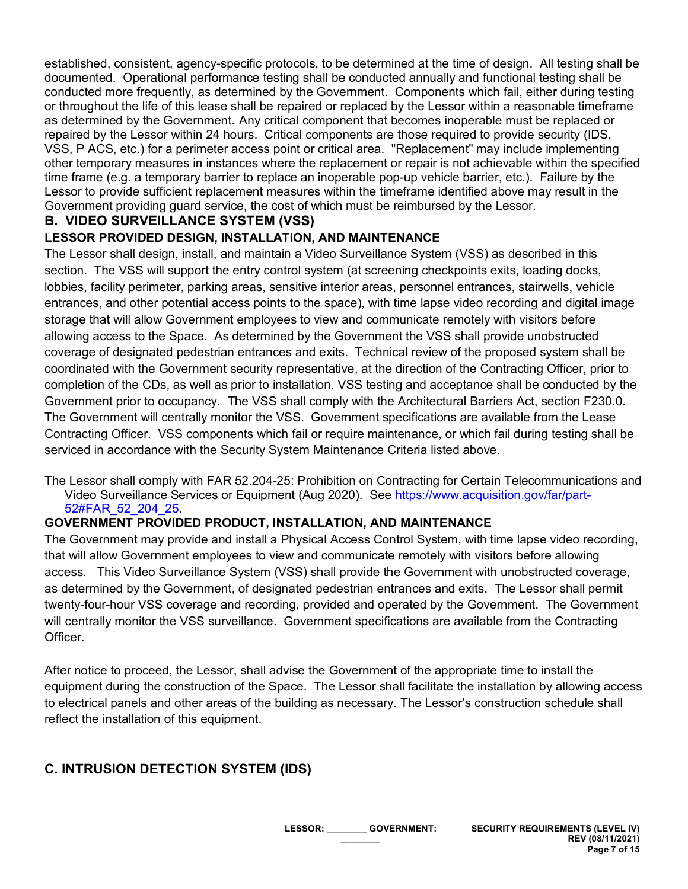established, consistent, agency-specific protocols, to be determined at the time of design. All testing shall be documented. Operational performance testing shall be conducted annually and functional testing shall be conducted more frequently, as determined by the Government. Components which fail, either during testing or throughout the life of this lease shall be repaired or replaced by the Lessor within a reasonable timeframe as determined by the Government. Any critical component that becomes inoperable must be replaced or repaired by the Lessor within 24 hours. Critical components are those required to provide security (IDS, VSS, P ACS, etc.) for a perimeter access point or critical area. "Replacement" may include implementing other temporary measures in instances where the replacement or repair is not achievable within the specified time frame (e.g. a temporary barrier to replace an inoperable pop-up vehicle barrier, etc.). Failure by the Lessor to provide sufficient replacement measures within the timeframe identified above may result in the Government providing guard service, the cost of which must be reimbursed by the Lessor.

## B. VIDEO SURVEILLANCE SYSTEM (VSS)

### LESSOR PROVIDED DESIGN, INSTALLATION, AND MAINTENANCE

The Lessor shall design, install, and maintain a Video Surveillance System (VSS) as described in this section. The VSS will support the entry control system (at screening checkpoints exits, loading docks, lobbies, facility perimeter, parking areas, sensitive interior areas, personnel entrances, stairwells, vehicle entrances, and other potential access points to the space), with time lapse video recording and digital image storage that will allow Government employees to view and communicate remotely with visitors before allowing access to the Space. As determined by the Government the VSS shall provide unobstructed coverage of designated pedestrian entrances and exits. Technical review of the proposed system shall be coordinated with the Government security representative, at the direction of the Contracting Officer, prior to completion of the CDs, as well as prior to installation. VSS testing and acceptance shall be conducted by the Government prior to occupancy. The VSS shall comply with the Architectural Barriers Act, section F230.0. The Government will centrally monitor the VSS. Government specifications are available from the Lease Contracting Officer. VSS components which fail or require maintenance, or which fail during testing shall be serviced in accordance with the Security System Maintenance Criteria listed above.

The Lessor shall comply with FAR 52.204-25: Prohibition on Contracting for Certain Telecommunications and Video Surveillance Services or Equipment (Aug 2020). See https://www.acquisition.gov/far/part-52#FAR_52_204_25.

### GOVERNMENT PROVIDED PRODUCT, INSTALLATION, AND MAINTENANCE

The Government may provide and install a Physical Access Control System, with time lapse video recording, that will allow Government employees to view and communicate remotely with visitors before allowing access. This Video Surveillance System (VSS) shall provide the Government with unobstructed coverage, as determined by the Government, of designated pedestrian entrances and exits. The Lessor shall permit twenty-four-hour VSS coverage and recording, provided and operated by the Government. The Government will centrally monitor the VSS surveillance. Government specifications are available from the Contracting Officer.

After notice to proceed, the Lessor, shall advise the Government of the appropriate time to install the equipment during the construction of the Space. The Lessor shall facilitate the installation by allowing access to electrical panels and other areas of the building as necessary. The Lessor's construction schedule shall reflect the installation of this equipment.

## C. INTRUSION DETECTION SYSTEM (IDS)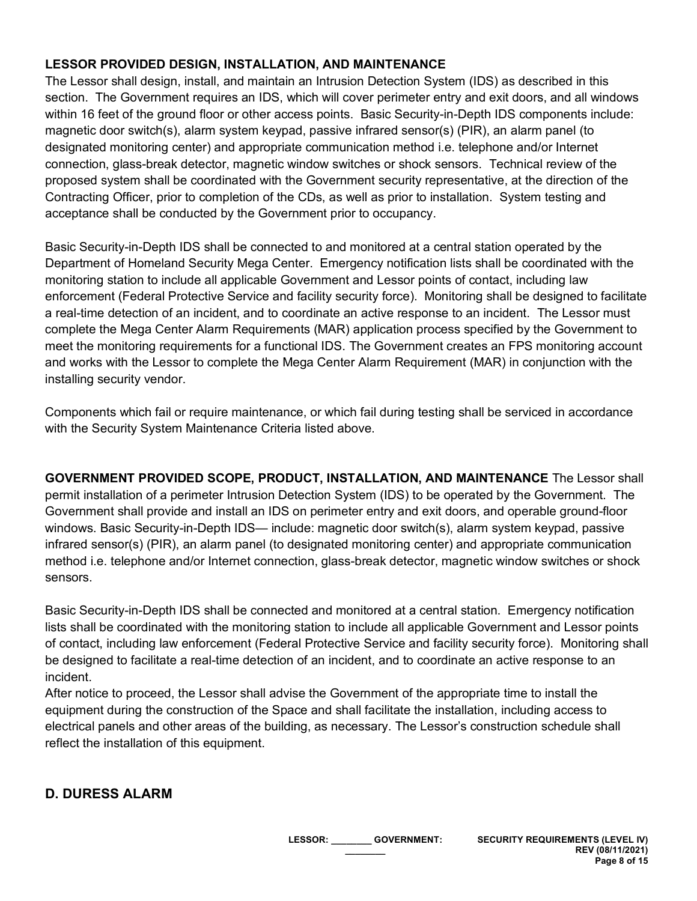**LESSOR PROVIDED DESIGN, INSTALLATION, AND MAINTENANCE**
The Lessor shall design, install, and maintain an Intrusion Detection System (IDS) as described in this section. The Government requires an IDS, which will cover perimeter entry and exit doors, and all windows within 16 feet of the ground floor or other access points. Basic Security-in-Depth IDS components include: magnetic door switch(s), alarm system keypad, passive infrared sensor(s) (PIR), an alarm panel (to designated monitoring center) and appropriate communication method i.e. telephone and/or Internet connection, glass-break detector, magnetic window switches or shock sensors. Technical review of the proposed system shall be coordinated with the Government security representative, at the direction of the Contracting Officer, prior to completion of the CDs, as well as prior to installation. System testing and acceptance shall be conducted by the Government prior to occupancy.

Basic Security-in-Depth IDS shall be connected to and monitored at a central station operated by the Department of Homeland Security Mega Center. Emergency notification lists shall be coordinated with the monitoring station to include all applicable Government and Lessor points of contact, including law enforcement (Federal Protective Service and facility security force). Monitoring shall be designed to facilitate a real-time detection of an incident, and to coordinate an active response to an incident. The Lessor must complete the Mega Center Alarm Requirements (MAR) application process specified by the Government to meet the monitoring requirements for a functional IDS. The Government creates an FPS monitoring account and works with the Lessor to complete the Mega Center Alarm Requirement (MAR) in conjunction with the installing security vendor.

Components which fail or require maintenance, or which fail during testing shall be serviced in accordance with the Security System Maintenance Criteria listed above.

**GOVERNMENT PROVIDED SCOPE, PRODUCT, INSTALLATION, AND MAINTENANCE** The Lessor shall permit installation of a perimeter Intrusion Detection System (IDS) to be operated by the Government. The Government shall provide and install an IDS on perimeter entry and exit doors, and operable ground-floor windows. Basic Security-in-Depth IDS— include: magnetic door switch(s), alarm system keypad, passive infrared sensor(s) (PIR), an alarm panel (to designated monitoring center) and appropriate communication method i.e. telephone and/or Internet connection, glass-break detector, magnetic window switches or shock sensors.

Basic Security-in-Depth IDS shall be connected and monitored at a central station. Emergency notification lists shall be coordinated with the monitoring station to include all applicable Government and Lessor points of contact, including law enforcement (Federal Protective Service and facility security force). Monitoring shall be designed to facilitate a real-time detection of an incident, and to coordinate an active response to an incident.
After notice to proceed, the Lessor shall advise the Government of the appropriate time to install the equipment during the construction of the Space and shall facilitate the installation, including access to electrical panels and other areas of the building, as necessary. The Lessor's construction schedule shall reflect the installation of this equipment.

## D. DURESS ALARM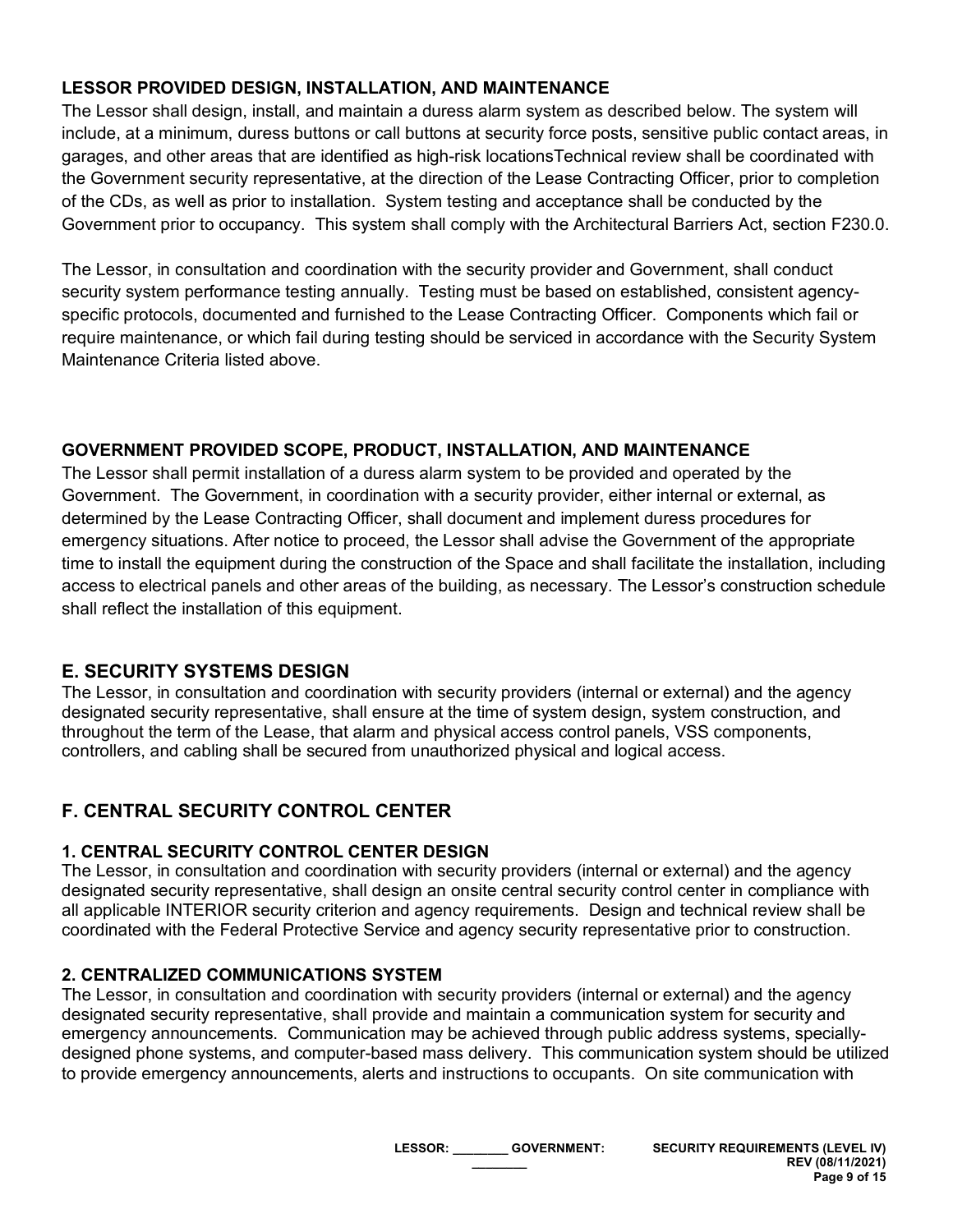#### LESSOR PROVIDED DESIGN, INSTALLATION, AND MAINTENANCE

The Lessor shall design, install, and maintain a duress alarm system as described below. The system will include, at a minimum, duress buttons or call buttons at security force posts, sensitive public contact areas, in garages, and other areas that are identified as high-risk locationsTechnical review shall be coordinated with the Government security representative, at the direction of the Lease Contracting Officer, prior to completion of the CDs, as well as prior to installation. System testing and acceptance shall be conducted by the Government prior to occupancy. This system shall comply with the Architectural Barriers Act, section F230.0.

The Lessor, in consultation and coordination with the security provider and Government, shall conduct security system performance testing annually. Testing must be based on established, consistent agency-specific protocols, documented and furnished to the Lease Contracting Officer. Components which fail or require maintenance, or which fail during testing should be serviced in accordance with the Security System Maintenance Criteria listed above.

#### GOVERNMENT PROVIDED SCOPE, PRODUCT, INSTALLATION, AND MAINTENANCE

The Lessor shall permit installation of a duress alarm system to be provided and operated by the Government. The Government, in coordination with a security provider, either internal or external, as determined by the Lease Contracting Officer, shall document and implement duress procedures for emergency situations. After notice to proceed, the Lessor shall advise the Government of the appropriate time to install the equipment during the construction of the Space and shall facilitate the installation, including access to electrical panels and other areas of the building, as necessary. The Lessor's construction schedule shall reflect the installation of this equipment.

## E. SECURITY SYSTEMS DESIGN

The Lessor, in consultation and coordination with security providers (internal or external) and the agency designated security representative, shall ensure at the time of system design, system construction, and throughout the term of the Lease, that alarm and physical access control panels, VSS components, controllers, and cabling shall be secured from unauthorized physical and logical access.

## F. CENTRAL SECURITY CONTROL CENTER

### 1. CENTRAL SECURITY CONTROL CENTER DESIGN

The Lessor, in consultation and coordination with security providers (internal or external) and the agency designated security representative, shall design an onsite central security control center in compliance with all applicable INTERIOR security criterion and agency requirements. Design and technical review shall be coordinated with the Federal Protective Service and agency security representative prior to construction.

### 2. CENTRALIZED COMMUNICATIONS SYSTEM

The Lessor, in consultation and coordination with security providers (internal or external) and the agency designated security representative, shall provide and maintain a communication system for security and emergency announcements. Communication may be achieved through public address systems, specially-designed phone systems, and computer-based mass delivery. This communication system should be utilized to provide emergency announcements, alerts and instructions to occupants. On site communication with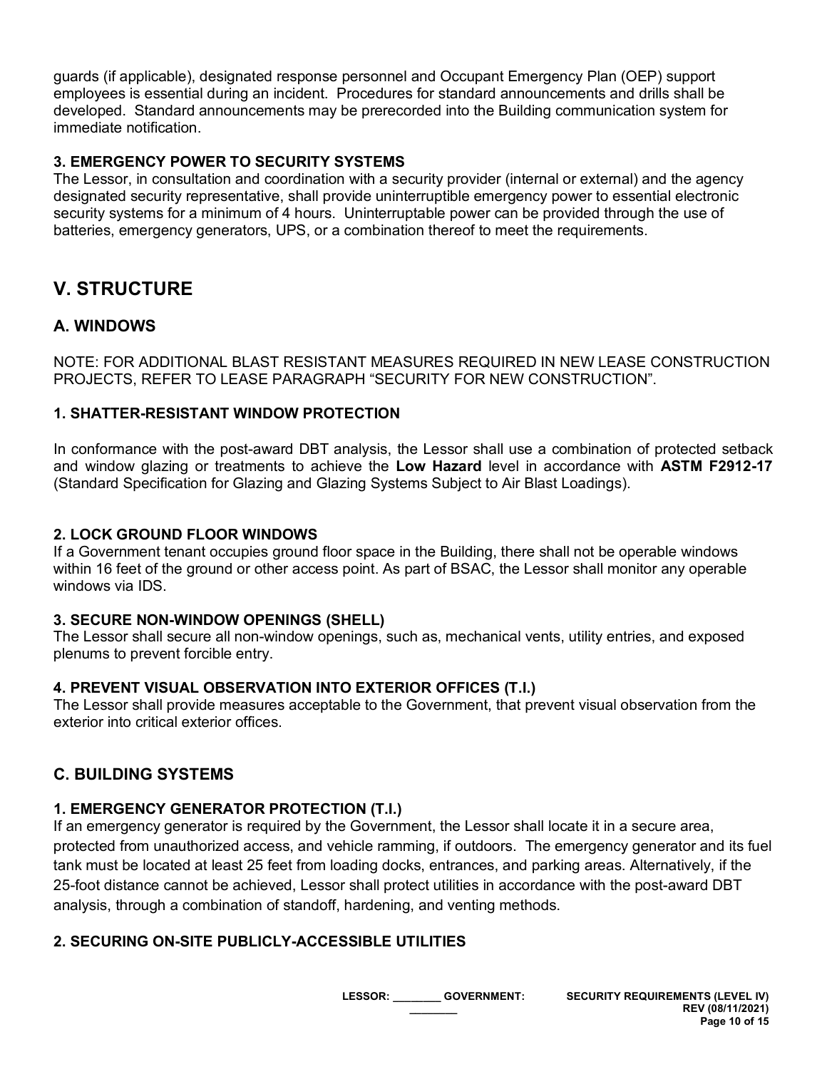guards (if applicable), designated response personnel and Occupant Emergency Plan (OEP) support employees is essential during an incident. Procedures for standard announcements and drills shall be developed. Standard announcements may be prerecorded into the Building communication system for immediate notification.

### 3. EMERGENCY POWER TO SECURITY SYSTEMS

The Lessor, in consultation and coordination with a security provider (internal or external) and the agency designated security representative, shall provide uninterruptible emergency power to essential electronic security systems for a minimum of 4 hours. Uninterruptable power can be provided through the use of batteries, emergency generators, UPS, or a combination thereof to meet the requirements.

## V. STRUCTURE

## A. WINDOWS

NOTE: FOR ADDITIONAL BLAST RESISTANT MEASURES REQUIRED IN NEW LEASE CONSTRUCTION PROJECTS, REFER TO LEASE PARAGRAPH “SECURITY FOR NEW CONSTRUCTION”.

### 1. SHATTER-RESISTANT WINDOW PROTECTION

In conformance with the post-award DBT analysis, the Lessor shall use a combination of protected setback and window glazing or treatments to achieve the **Low Hazard** level in accordance with **ASTM F2912-17** (Standard Specification for Glazing and Glazing Systems Subject to Air Blast Loadings).

### 2. LOCK GROUND FLOOR WINDOWS

If a Government tenant occupies ground floor space in the Building, there shall not be operable windows within 16 feet of the ground or other access point. As part of BSAC, the Lessor shall monitor any operable windows via IDS.

### 3. SECURE NON-WINDOW OPENINGS (SHELL)

The Lessor shall secure all non-window openings, such as, mechanical vents, utility entries, and exposed plenums to prevent forcible entry.

### 4. PREVENT VISUAL OBSERVATION INTO EXTERIOR OFFICES (T.I.)

The Lessor shall provide measures acceptable to the Government, that prevent visual observation from the exterior into critical exterior offices.

## C. BUILDING SYSTEMS

### 1. EMERGENCY GENERATOR PROTECTION (T.I.)

If an emergency generator is required by the Government, the Lessor shall locate it in a secure area, protected from unauthorized access, and vehicle ramming, if outdoors. The emergency generator and its fuel tank must be located at least 25 feet from loading docks, entrances, and parking areas. Alternatively, if the 25-foot distance cannot be achieved, Lessor shall protect utilities in accordance with the post-award DBT analysis, through a combination of standoff, hardening, and venting methods.

### 2. SECURING ON-SITE PUBLICLY-ACCESSIBLE UTILITIES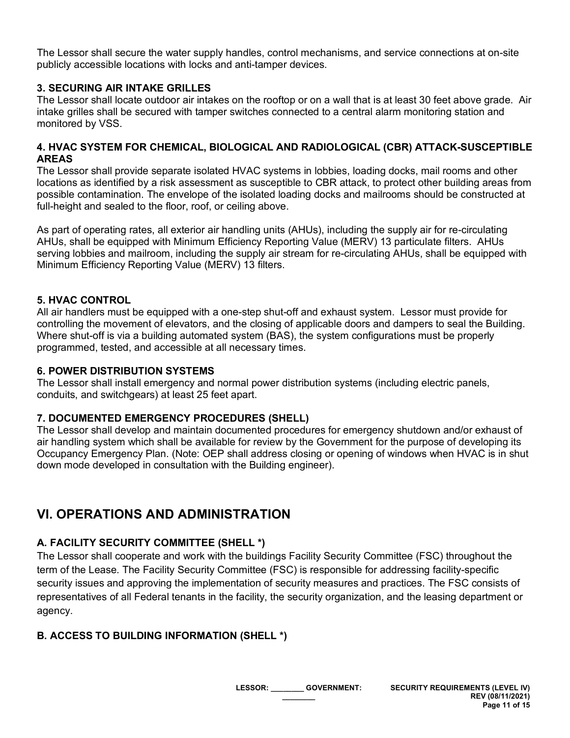The Lessor shall secure the water supply handles, control mechanisms, and service connections at on-site publicly accessible locations with locks and anti-tamper devices.

### 3. SECURING AIR INTAKE GRILLES

The Lessor shall locate outdoor air intakes on the rooftop or on a wall that is at least 30 feet above grade. Air intake grilles shall be secured with tamper switches connected to a central alarm monitoring station and monitored by VSS.

### 4. HVAC SYSTEM FOR CHEMICAL, BIOLOGICAL AND RADIOLOGICAL (CBR) ATTACK-SUSCEPTIBLE AREAS

The Lessor shall provide separate isolated HVAC systems in lobbies, loading docks, mail rooms and other locations as identified by a risk assessment as susceptible to CBR attack, to protect other building areas from possible contamination. The envelope of the isolated loading docks and mailrooms should be constructed at full-height and sealed to the floor, roof, or ceiling above.

As part of operating rates, all exterior air handling units (AHUs), including the supply air for re-circulating AHUs, shall be equipped with Minimum Efficiency Reporting Value (MERV) 13 particulate filters. AHUs serving lobbies and mailroom, including the supply air stream for re-circulating AHUs, shall be equipped with Minimum Efficiency Reporting Value (MERV) 13 filters.

### 5. HVAC CONTROL

All air handlers must be equipped with a one-step shut-off and exhaust system. Lessor must provide for controlling the movement of elevators, and the closing of applicable doors and dampers to seal the Building. Where shut-off is via a building automated system (BAS), the system configurations must be properly programmed, tested, and accessible at all necessary times.

### 6. POWER DISTRIBUTION SYSTEMS

The Lessor shall install emergency and normal power distribution systems (including electric panels, conduits, and switchgears) at least 25 feet apart.

### 7. DOCUMENTED EMERGENCY PROCEDURES (SHELL)

The Lessor shall develop and maintain documented procedures for emergency shutdown and/or exhaust of air handling system which shall be available for review by the Government for the purpose of developing its Occupancy Emergency Plan. (Note: OEP shall address closing or opening of windows when HVAC is in shut down mode developed in consultation with the Building engineer).

# VI. OPERATIONS AND ADMINISTRATION

## A. FACILITY SECURITY COMMITTEE (SHELL *)

The Lessor shall cooperate and work with the buildings Facility Security Committee (FSC) throughout the term of the Lease. The Facility Security Committee (FSC) is responsible for addressing facility-specific security issues and approving the implementation of security measures and practices. The FSC consists of representatives of all Federal tenants in the facility, the security organization, and the leasing department or agency.

## B. ACCESS TO BUILDING INFORMATION (SHELL *)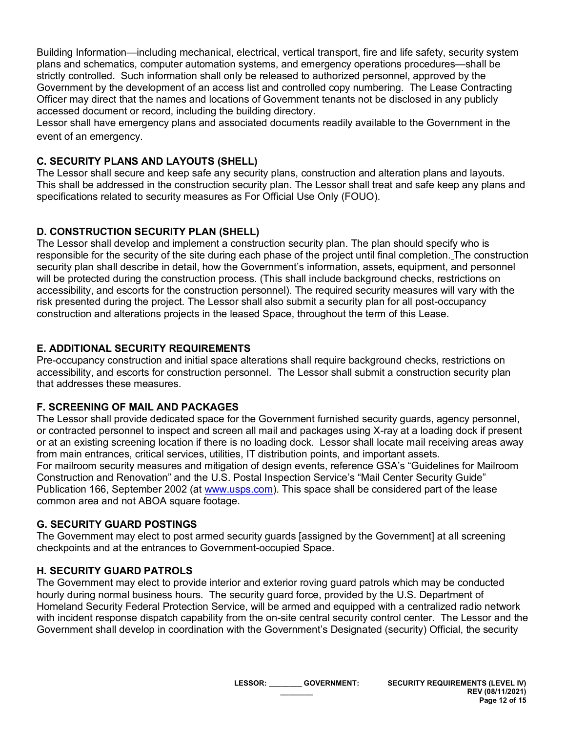Building Information—including mechanical, electrical, vertical transport, fire and life safety, security system plans and schematics, computer automation systems, and emergency operations procedures—shall be strictly controlled. Such information shall only be released to authorized personnel, approved by the Government by the development of an access list and controlled copy numbering. The Lease Contracting Officer may direct that the names and locations of Government tenants not be disclosed in any publicly accessed document or record, including the building directory.

Lessor shall have emergency plans and associated documents readily available to the Government in the event of an emergency.

### C. SECURITY PLANS AND LAYOUTS (SHELL)

The Lessor shall secure and keep safe any security plans, construction and alteration plans and layouts. This shall be addressed in the construction security plan. The Lessor shall treat and safe keep any plans and specifications related to security measures as For Official Use Only (FOUO).

### D. CONSTRUCTION SECURITY PLAN (SHELL)

The Lessor shall develop and implement a construction security plan. The plan should specify who is responsible for the security of the site during each phase of the project until final completion. The construction security plan shall describe in detail, how the Government's information, assets, equipment, and personnel will be protected during the construction process. (This shall include background checks, restrictions on accessibility, and escorts for the construction personnel). The required security measures will vary with the risk presented during the project. The Lessor shall also submit a security plan for all post-occupancy construction and alterations projects in the leased Space, throughout the term of this Lease.

### E. ADDITIONAL SECURITY REQUIREMENTS

Pre-occupancy construction and initial space alterations shall require background checks, restrictions on accessibility, and escorts for construction personnel. The Lessor shall submit a construction security plan that addresses these measures.

### F. SCREENING OF MAIL AND PACKAGES

The Lessor shall provide dedicated space for the Government furnished security guards, agency personnel, or contracted personnel to inspect and screen all mail and packages using X-ray at a loading dock if present or at an existing screening location if there is no loading dock. Lessor shall locate mail receiving areas away from main entrances, critical services, utilities, IT distribution points, and important assets.

For mailroom security measures and mitigation of design events, reference GSA's "Guidelines for Mailroom Construction and Renovation" and the U.S. Postal Inspection Service's "Mail Center Security Guide" Publication 166, September 2002 (at www.usps.com). This space shall be considered part of the lease common area and not ABOA square footage.

### G. SECURITY GUARD POSTINGS

The Government may elect to post armed security guards [assigned by the Government] at all screening checkpoints and at the entrances to Government-occupied Space.

### H. SECURITY GUARD PATROLS

The Government may elect to provide interior and exterior roving guard patrols which may be conducted hourly during normal business hours. The security guard force, provided by the U.S. Department of Homeland Security Federal Protection Service, will be armed and equipped with a centralized radio network with incident response dispatch capability from the on-site central security control center. The Lessor and the Government shall develop in coordination with the Government's Designated (security) Official, the security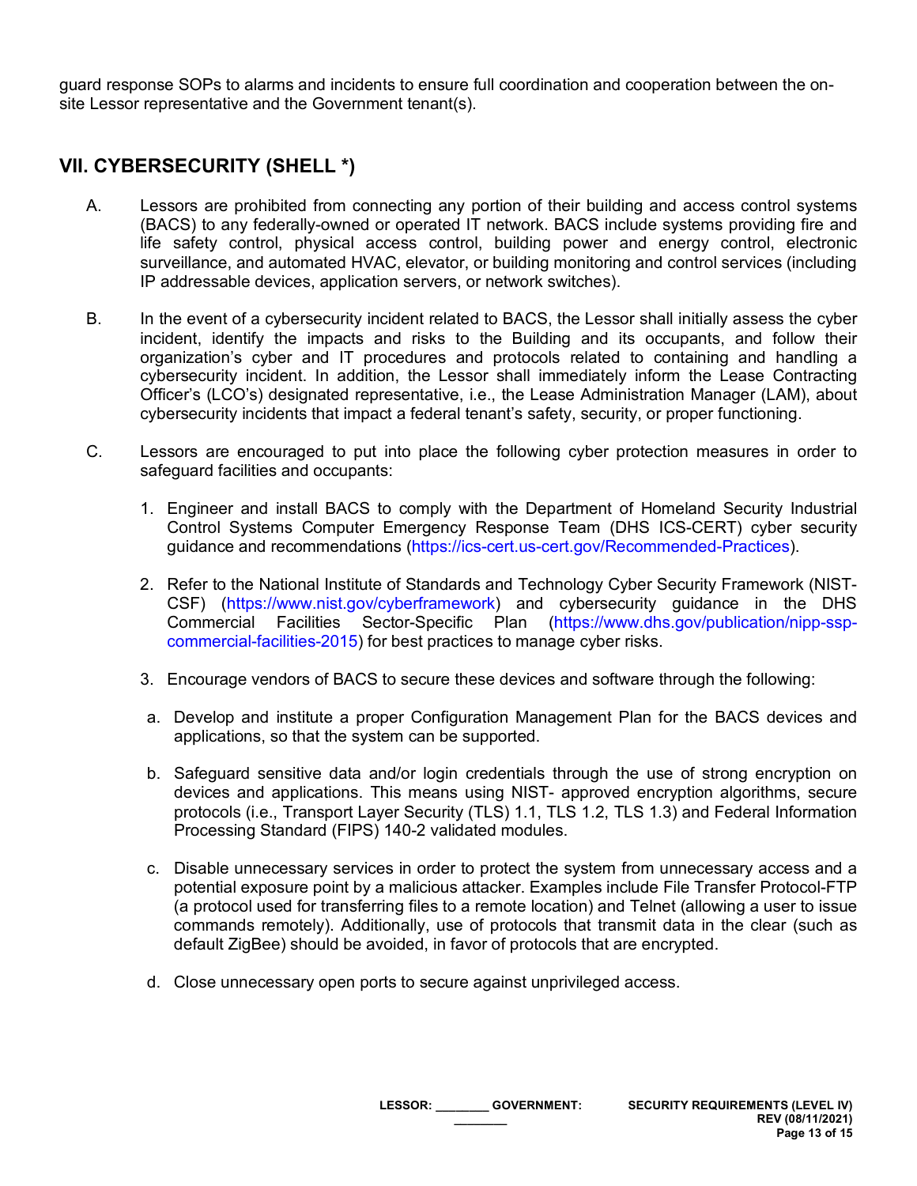guard response SOPs to alarms and incidents to ensure full coordination and cooperation between the on-site Lessor representative and the Government tenant(s).

## VII. CYBERSECURITY (SHELL *)

A. Lessors are prohibited from connecting any portion of their building and access control systems (BACS) to any federally-owned or operated IT network. BACS include systems providing fire and life safety control, physical access control, building power and energy control, electronic surveillance, and automated HVAC, elevator, or building monitoring and control services (including IP addressable devices, application servers, or network switches).

B. In the event of a cybersecurity incident related to BACS, the Lessor shall initially assess the cyber incident, identify the impacts and risks to the Building and its occupants, and follow their organization's cyber and IT procedures and protocols related to containing and handling a cybersecurity incident. In addition, the Lessor shall immediately inform the Lease Contracting Officer's (LCO's) designated representative, i.e., the Lease Administration Manager (LAM), about cybersecurity incidents that impact a federal tenant's safety, security, or proper functioning.

C. Lessors are encouraged to put into place the following cyber protection measures in order to safeguard facilities and occupants:

1. Engineer and install BACS to comply with the Department of Homeland Security Industrial Control Systems Computer Emergency Response Team (DHS ICS-CERT) cyber security guidance and recommendations (https://ics-cert.us-cert.gov/Recommended-Practices).

2. Refer to the National Institute of Standards and Technology Cyber Security Framework (NIST-CSF) (https://www.nist.gov/cyberframework) and cybersecurity guidance in the DHS Commercial Facilities Sector-Specific Plan (https://www.dhs.gov/publication/nipp-ssp-commercial-facilities-2015) for best practices to manage cyber risks.

3. Encourage vendors of BACS to secure these devices and software through the following:

   a. Develop and institute a proper Configuration Management Plan for the BACS devices and applications, so that the system can be supported.

   b. Safeguard sensitive data and/or login credentials through the use of strong encryption on devices and applications. This means using NIST- approved encryption algorithms, secure protocols (i.e., Transport Layer Security (TLS) 1.1, TLS 1.2, TLS 1.3) and Federal Information Processing Standard (FIPS) 140-2 validated modules.

   c. Disable unnecessary services in order to protect the system from unnecessary access and a potential exposure point by a malicious attacker. Examples include File Transfer Protocol-FTP (a protocol used for transferring files to a remote location) and Telnet (allowing a user to issue commands remotely). Additionally, use of protocols that transmit data in the clear (such as default ZigBee) should be avoided, in favor of protocols that are encrypted.

   d. Close unnecessary open ports to secure against unprivileged access.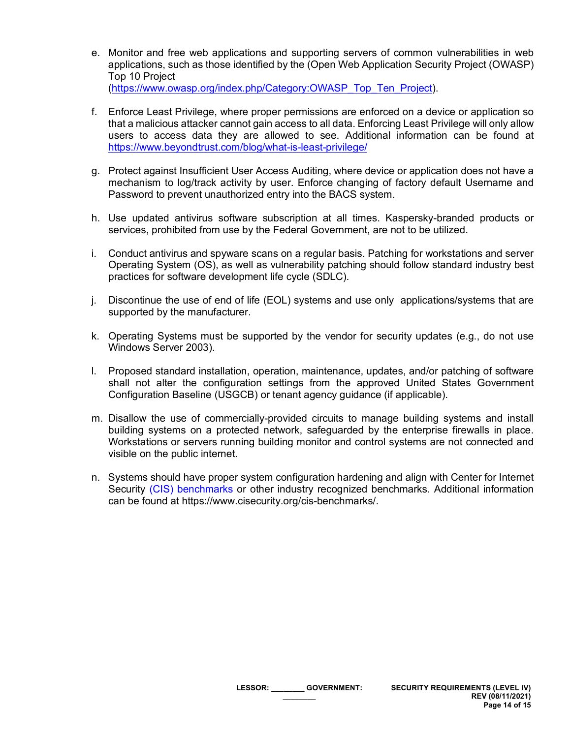e. Monitor and free web applications and supporting servers of common vulnerabilities in web applications, such as those identified by the (Open Web Application Security Project (OWASP) Top 10 Project (https://www.owasp.org/index.php/Category:OWASP_Top_Ten_Project).

f. Enforce Least Privilege, where proper permissions are enforced on a device or application so that a malicious attacker cannot gain access to all data. Enforcing Least Privilege will only allow users to access data they are allowed to see. Additional information can be found at https://www.beyondtrust.com/blog/what-is-least-privilege/

g. Protect against Insufficient User Access Auditing, where device or application does not have a mechanism to log/track activity by user. Enforce changing of factory default Username and Password to prevent unauthorized entry into the BACS system.

h. Use updated antivirus software subscription at all times. Kaspersky-branded products or services, prohibited from use by the Federal Government, are not to be utilized.

i. Conduct antivirus and spyware scans on a regular basis. Patching for workstations and server Operating System (OS), as well as vulnerability patching should follow standard industry best practices for software development life cycle (SDLC).

j. Discontinue the use of end of life (EOL) systems and use only applications/systems that are supported by the manufacturer.

k. Operating Systems must be supported by the vendor for security updates (e.g., do not use Windows Server 2003).

l. Proposed standard installation, operation, maintenance, updates, and/or patching of software shall not alter the configuration settings from the approved United States Government Configuration Baseline (USGCB) or tenant agency guidance (if applicable).

m. Disallow the use of commercially-provided circuits to manage building systems and install building systems on a protected network, safeguarded by the enterprise firewalls in place. Workstations or servers running building monitor and control systems are not connected and visible on the public internet.

n. Systems should have proper system configuration hardening and align with Center for Internet Security (CIS) benchmarks or other industry recognized benchmarks. Additional information can be found at https://www.cisecurity.org/cis-benchmarks/.